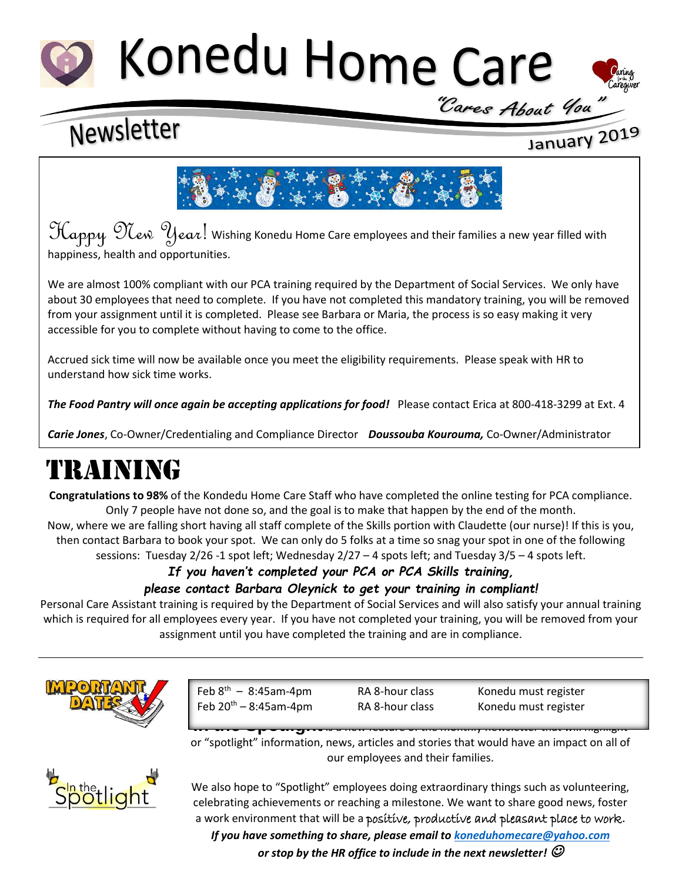# Konedu Home Care

*"Cares About You"*

## Newsletter

January 2019

Happy New Year! Wishing Konedu Home Care employees and their families a new year filled with happiness, health and opportunities.

We are almost 100% compliant with our PCA training required by the Department of Social Services. We only have about 30 employees that need to complete. If you have not completed this mandatory training, you will be removed from your assignment until it is completed. Please see Barbara or Maria, the process is so easy making it very accessible for you to complete without having to come to the office.

Accrued sick time will now be available once you meet the eligibility requirements. Please speak with HR to understand how sick time works.

***The Food Pantry will once again be accepting applications for food!*** Please contact Erica at 800-418-3299 at Ext. 4

***Carie Jones***, Co-Owner/Credentialing and Compliance Director ***Doussouba Kourouma,*** Co-Owner/Administrator

# TRAINING

**Congratulations to 98%** of the Kondedu Home Care Staff who have completed the online testing for PCA compliance. Only 7 people have not done so, and the goal is to make that happen by the end of the month. Now, where we are falling short having all staff complete of the Skills portion with Claudette (our nurse)! If this is you, then contact Barbara to book your spot. We can only do 5 folks at a time so snag your spot in one of the following sessions: Tuesday 2/26 -1 spot left; Wednesday 2/27 – 4 spots left; and Tuesday 3/5 – 4 spots left.

***If you haven't completed your PCA or PCA Skills training, please contact Barbara Oleynick to get your training in compliant!***

Personal Care Assistant training is required by the Department of Social Services and will also satisfy your annual training which is required for all employees every year. If you have not completed your training, you will be removed from your assignment until you have completed the training and are in compliance.

## IMPORTANT DATES

| | | |
|---|---|---|
| Feb 8th – 8:45am-4pm | RA 8-hour class | Konedu must register |
| Feb 20th – 8:45am-4pm | RA 8-hour class | Konedu must register |

## In the Spotlight

**In the Spotlight** is a new feature of the monthly newsletter that will highlight or "spotlight" information, news, articles and stories that would have an impact on all of our employees and their families.

We also hope to "Spotlight" employees doing extraordinary things such as volunteering, celebrating achievements or reaching a milestone. We want to share good news, foster a work environment that will be a positive, productive and pleasant place to work.

***If you have something to share, please email to [koneduhomecare@yahoo.com](mailto:koneduhomecare@yahoo.com) or stop by the HR office to include in the next newsletter!*** ☺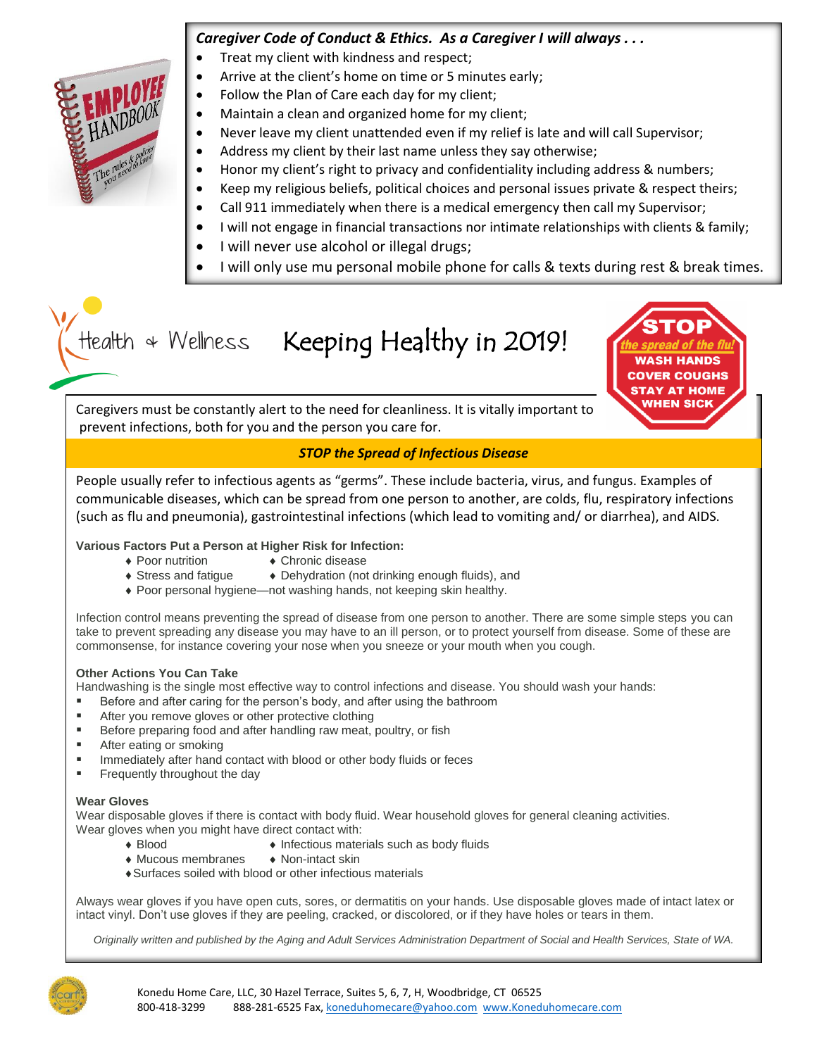***Caregiver Code of Conduct & Ethics. As a Caregiver I will always . . .***

- Treat my client with kindness and respect;
- Arrive at the client's home on time or 5 minutes early;
- Follow the Plan of Care each day for my client;
- Maintain a clean and organized home for my client;
- Never leave my client unattended even if my relief is late and will call Supervisor;
- Address my client by their last name unless they say otherwise;
- Honor my client's right to privacy and confidentiality including address & numbers;
- Keep my religious beliefs, political choices and personal issues private & respect theirs;
- Call 911 immediately when there is a medical emergency then call my Supervisor;
- I will not engage in financial transactions nor intimate relationships with clients & family;
- I will never use alcohol or illegal drugs;
- I will only use mu personal mobile phone for calls & texts during rest & break times.

Health & Wellness

# Keeping Healthy in 2019!

STOP *the spread of the flu!* WASH HANDS COVER COUGHS STAY AT HOME WHEN SICK

Caregivers must be constantly alert to the need for cleanliness. It is vitally important to prevent infections, both for you and the person you care for.

## *STOP the Spread of Infectious Disease*

People usually refer to infectious agents as "germs". These include bacteria, virus, and fungus. Examples of communicable diseases, which can be spread from one person to another, are colds, flu, respiratory infections (such as flu and pneumonia), gastrointestinal infections (which lead to vomiting and/ or diarrhea), and AIDS.

**Various Factors Put a Person at Higher Risk for Infection:**

- Poor nutrition
- Chronic disease
- Stress and fatigue
- Dehydration (not drinking enough fluids), and
- Poor personal hygiene—not washing hands, not keeping skin healthy.

Infection control means preventing the spread of disease from one person to another. There are some simple steps you can take to prevent spreading any disease you may have to an ill person, or to protect yourself from disease. Some of these are commonsense, for instance covering your nose when you sneeze or your mouth when you cough.

**Other Actions You Can Take**

Handwashing is the single most effective way to control infections and disease. You should wash your hands:

- Before and after caring for the person's body, and after using the bathroom
- After you remove gloves or other protective clothing
- Before preparing food and after handling raw meat, poultry, or fish
- After eating or smoking
- Immediately after hand contact with blood or other body fluids or feces
- Frequently throughout the day

**Wear Gloves**

Wear disposable gloves if there is contact with body fluid. Wear household gloves for general cleaning activities.
Wear gloves when you might have direct contact with:

- Blood
- Infectious materials such as body fluids
- Mucous membranes
- Non-intact skin
- Surfaces soiled with blood or other infectious materials

Always wear gloves if you have open cuts, sores, or dermatitis on your hands. Use disposable gloves made of intact latex or intact vinyl. Don't use gloves if they are peeling, cracked, or discolored, or if they have holes or tears in them.

*Originally written and published by the Aging and Adult Services Administration Department of Social and Health Services, State of WA.*

Konedu Home Care, LLC, 30 Hazel Terrace, Suites 5, 6, 7, H, Woodbridge, CT 06525
800-418-3299 888-281-6525 Fax, koneduhomecare@yahoo.com www.Koneduhomecare.com